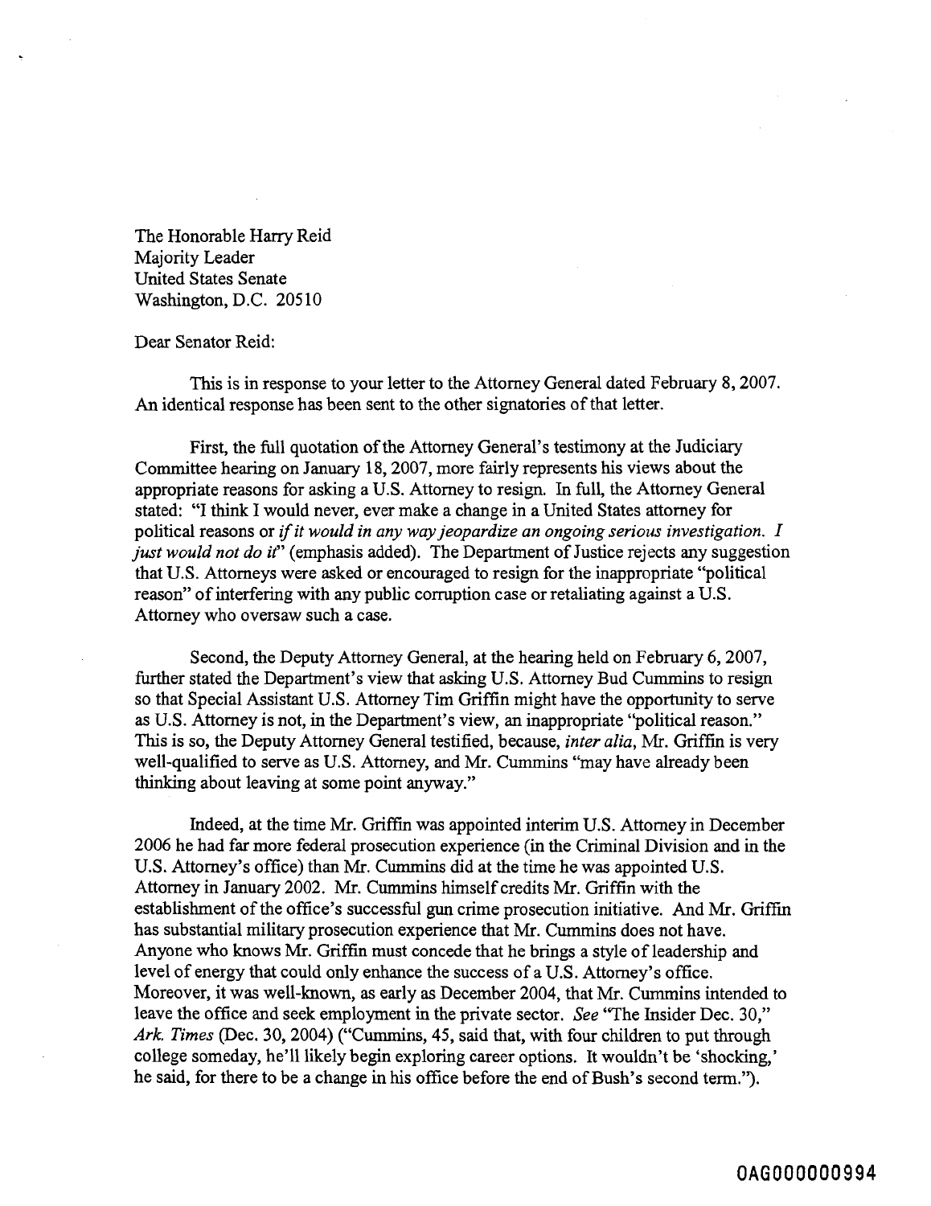The Honorable Harry Reid
Majority Leader
United States Senate
Washington, D.C. 20510

Dear Senator Reid:

This is in response to your letter to the Attorney General dated February 8, 2007. An identical response has been sent to the other signatories of that letter.

First, the full quotation of the Attorney General's testimony at the Judiciary Committee hearing on January 18, 2007, more fairly represents his views about the appropriate reasons for asking a U.S. Attorney to resign. In full, the Attorney General stated: "I think I would never, ever make a change in a United States attorney for political reasons or *if it would in any way jeopardize an ongoing serious investigation. I just would not do it*" (emphasis added). The Department of Justice rejects any suggestion that U.S. Attorneys were asked or encouraged to resign for the inappropriate "political reason" of interfering with any public corruption case or retaliating against a U.S. Attorney who oversaw such a case.

Second, the Deputy Attorney General, at the hearing held on February 6, 2007, further stated the Department's view that asking U.S. Attorney Bud Cummins to resign so that Special Assistant U.S. Attorney Tim Griffin might have the opportunity to serve as U.S. Attorney is not, in the Department's view, an inappropriate "political reason." This is so, the Deputy Attorney General testified, because, *inter alia*, Mr. Griffin is very well-qualified to serve as U.S. Attorney, and Mr. Cummins "may have already been thinking about leaving at some point anyway."

Indeed, at the time Mr. Griffin was appointed interim U.S. Attorney in December 2006 he had far more federal prosecution experience (in the Criminal Division and in the U.S. Attorney's office) than Mr. Cummins did at the time he was appointed U.S. Attorney in January 2002. Mr. Cummins himself credits Mr. Griffin with the establishment of the office's successful gun crime prosecution initiative. And Mr. Griffin has substantial military prosecution experience that Mr. Cummins does not have. Anyone who knows Mr. Griffin must concede that he brings a style of leadership and level of energy that could only enhance the success of a U.S. Attorney's office. Moreover, it was well-known, as early as December 2004, that Mr. Cummins intended to leave the office and seek employment in the private sector. *See* "The Insider Dec. 30," *Ark. Times* (Dec. 30, 2004) ("Cummins, 45, said that, with four children to put through college someday, he'll likely begin exploring career options. It wouldn't be 'shocking,' he said, for there to be a change in his office before the end of Bush's second term.").

OAG000000994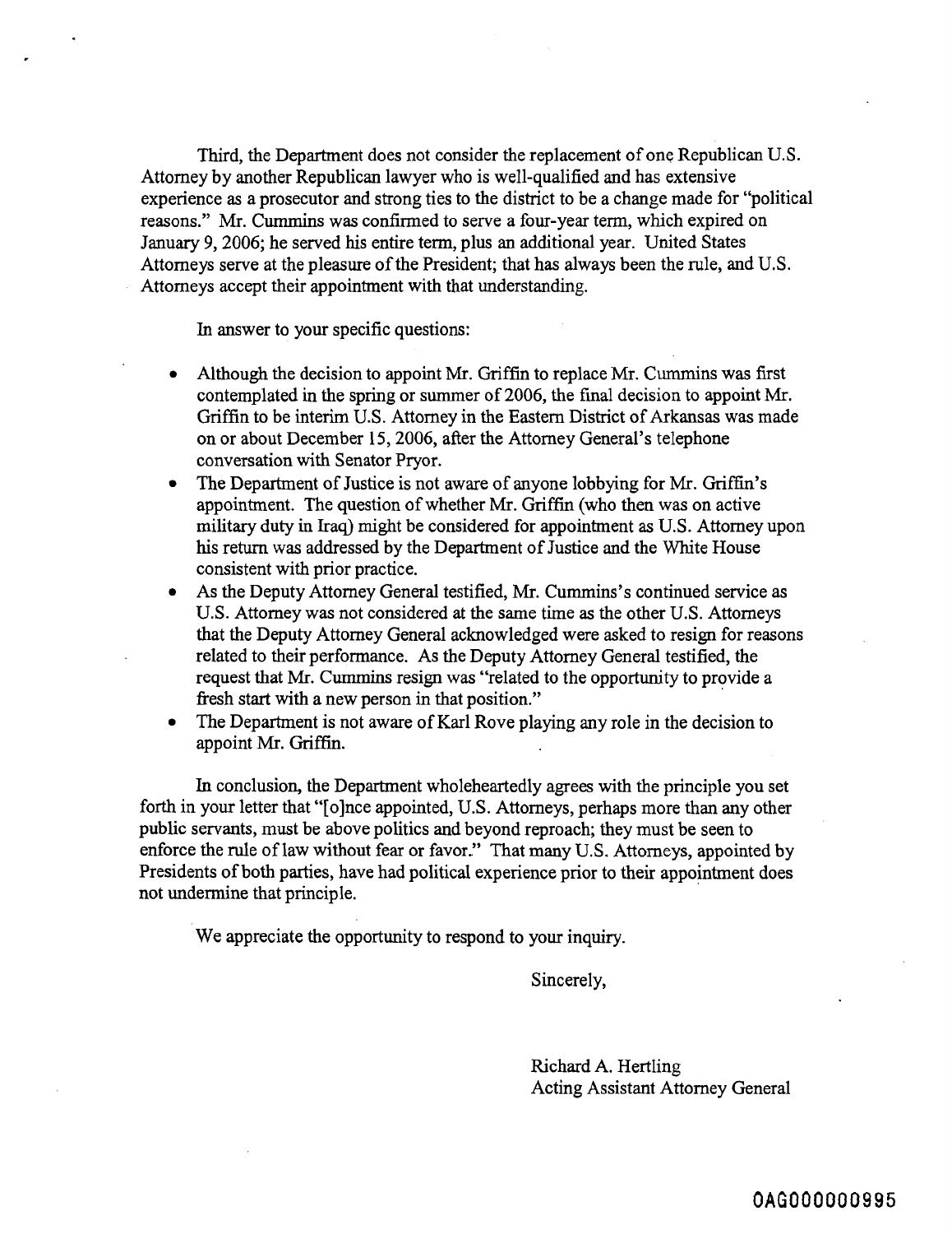Third, the Department does not consider the replacement of one Republican U.S. Attorney by another Republican lawyer who is well-qualified and has extensive experience as a prosecutor and strong ties to the district to be a change made for "political reasons." Mr. Cummins was confirmed to serve a four-year term, which expired on January 9, 2006; he served his entire term, plus an additional year. United States Attorneys serve at the pleasure of the President; that has always been the rule, and U.S. Attorneys accept their appointment with that understanding.

In answer to your specific questions:

- Although the decision to appoint Mr. Griffin to replace Mr. Cummins was first contemplated in the spring or summer of 2006, the final decision to appoint Mr. Griffin to be interim U.S. Attorney in the Eastern District of Arkansas was made on or about December 15, 2006, after the Attorney General's telephone conversation with Senator Pryor.
- The Department of Justice is not aware of anyone lobbying for Mr. Griffin's appointment. The question of whether Mr. Griffin (who then was on active military duty in Iraq) might be considered for appointment as U.S. Attorney upon his return was addressed by the Department of Justice and the White House consistent with prior practice.
- As the Deputy Attorney General testified, Mr. Cummins's continued service as U.S. Attorney was not considered at the same time as the other U.S. Attorneys that the Deputy Attorney General acknowledged were asked to resign for reasons related to their performance. As the Deputy Attorney General testified, the request that Mr. Cummins resign was "related to the opportunity to provide a fresh start with a new person in that position."
- The Department is not aware of Karl Rove playing any role in the decision to appoint Mr. Griffin.

In conclusion, the Department wholeheartedly agrees with the principle you set forth in your letter that "[o]nce appointed, U.S. Attorneys, perhaps more than any other public servants, must be above politics and beyond reproach; they must be seen to enforce the rule of law without fear or favor." That many U.S. Attorneys, appointed by Presidents of both parties, have had political experience prior to their appointment does not undermine that principle.

We appreciate the opportunity to respond to your inquiry.

Sincerely,

Richard A. Hertling
Acting Assistant Attorney General

OAG000000995